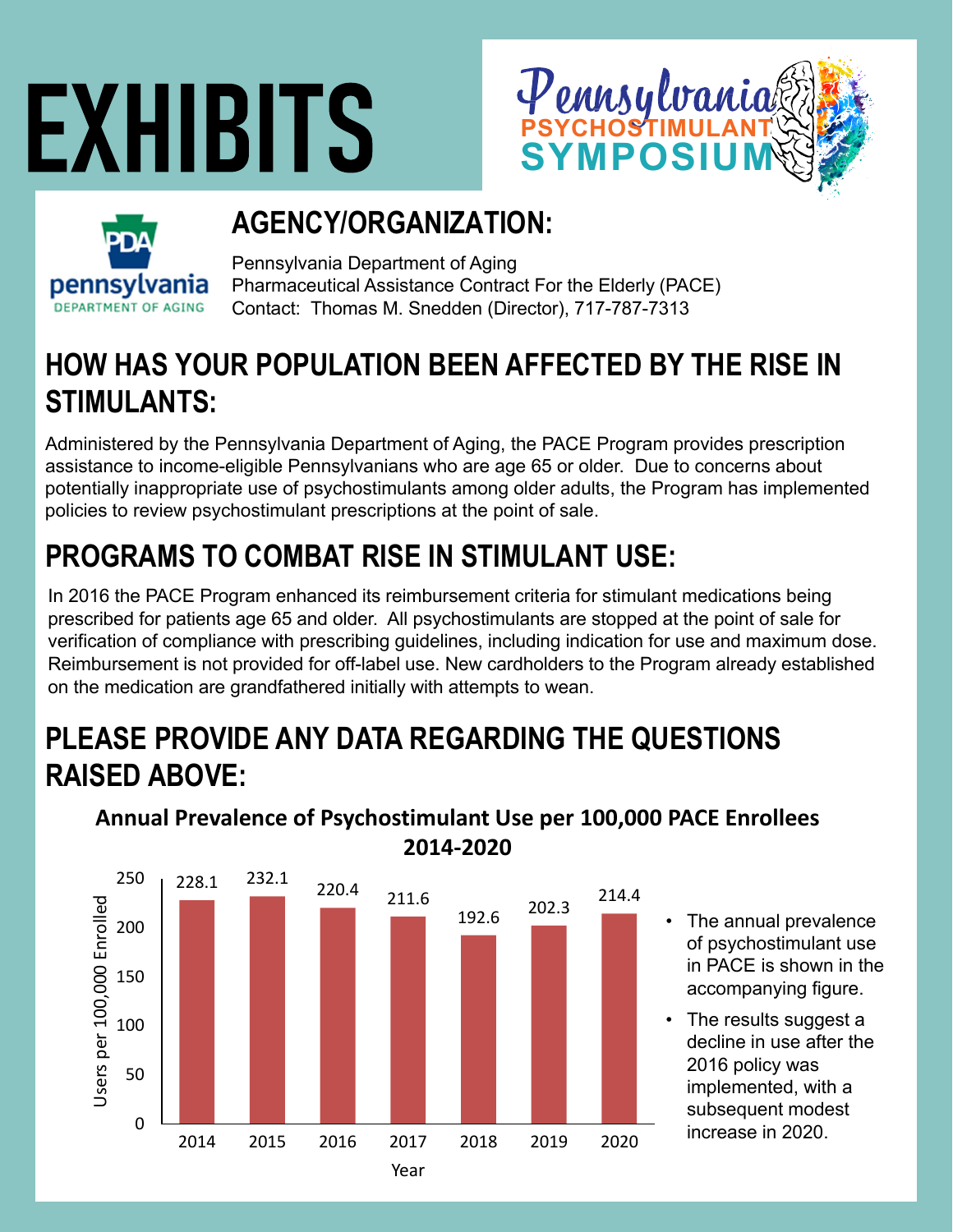# EXHIBITS

Pennsylvania PSYCHOSTIMULANT SYMPOSIUM

## AGENCY/ORGANIZATION:

Pennsylvania Department of Aging
Pharmaceutical Assistance Contract For the Elderly (PACE)
Contact: Thomas M. Snedden (Director), 717-787-7313

## HOW HAS YOUR POPULATION BEEN AFFECTED BY THE RISE IN STIMULANTS:

Administered by the Pennsylvania Department of Aging, the PACE Program provides prescription assistance to income-eligible Pennsylvanians who are age 65 or older. Due to concerns about potentially inappropriate use of psychostimulants among older adults, the Program has implemented policies to review psychostimulant prescriptions at the point of sale.

## PROGRAMS TO COMBAT RISE IN STIMULANT USE:

In 2016 the PACE Program enhanced its reimbursement criteria for stimulant medications being prescribed for patients age 65 and older. All psychostimulants are stopped at the point of sale for verification of compliance with prescribing guidelines, including indication for use and maximum dose. Reimbursement is not provided for off-label use. New cardholders to the Program already established on the medication are grandfathered initially with attempts to wean.

## PLEASE PROVIDE ANY DATA REGARDING THE QUESTIONS RAISED ABOVE:

**Annual Prevalence of Psychostimulant Use per 100,000 PACE Enrollees 2014-2020**

| Year | Users per 100,000 Enrolled |
|---|---|
| 2014 | 228.1 |
| 2015 | 232.1 |
| 2016 | 220.4 |
| 2017 | 211.6 |
| 2018 | 192.6 |
| 2019 | 202.3 |
| 2020 | 214.4 |

- The annual prevalence of psychostimulant use in PACE is shown in the accompanying figure.
- The results suggest a decline in use after the 2016 policy was implemented, with a subsequent modest increase in 2020.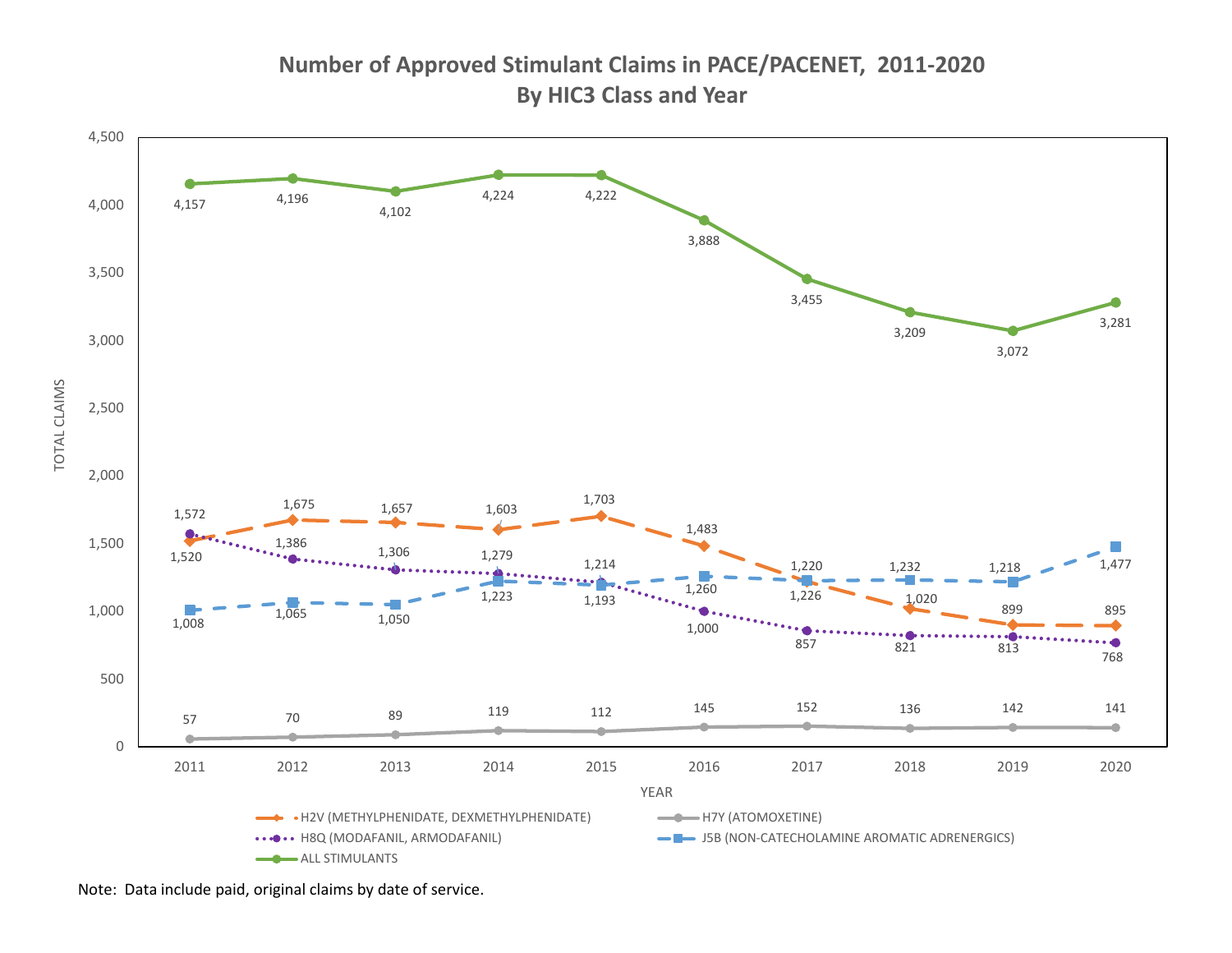# Number of Approved Stimulant Claims in PACE/PACENET, 2011-2020
## By HIC3 Class and Year

Total claims by year:

| YEAR | H2V (METHYLPHENIDATE, DEXMETHYLPHENIDATE) | H7Y (ATOMOXETINE) | H8Q (MODAFANIL, ARMODAFANIL) | J5B (NON-CATECHOLAMINE AROMATIC ADRENERGICS) | ALL STIMULANTS |
|---|---|---|---|---|---|
| 2011 | 1,520 | 57 | 1,572 | 1,008 | 4,157 |
| 2012 | 1,675 | 70 | 1,386 | 1,065 | 4,196 |
| 2013 | 1,657 | 89 | 1,306 | 1,050 | 4,102 |
| 2014 | 1,603 | 119 | 1,279 | 1,223 | 4,224 |
| 2015 | 1,703 | 112 | 1,214 | 1,193 | 4,222 |
| 2016 | 1,483 | 145 | 1,000 | 1,260 | 3,888 |
| 2017 | 1,226 | 152 | 857 | 1,220 | 3,455 |
| 2018 | 1,020 | 136 | 821 | 1,232 | 3,209 |
| 2019 | 899 | 142 | 813 | 1,218 | 3,072 |
| 2020 | 895 | 141 | 768 | 1,477 | 3,281 |

Note: Data include paid, original claims by date of service.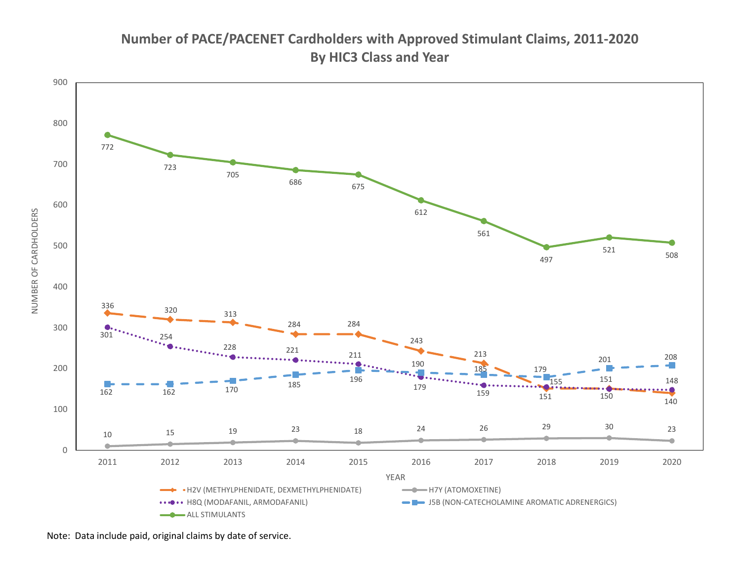## Number of PACE/PACENET Cardholders with Approved Stimulant Claims, 2011-2020
## By HIC3 Class and Year

NUMBER OF CARDHOLDERS

900
800
700
600
500
400
300
200
100
0

772
723
705
686
675
612
561
497
521
508

336
320
313
284
284
243
213
151
150
140

301
254
228
221
211
179
159
155
151
148

162
162
170
185
196
190
185
179
201
208

10
15
19
23
18
24
26
29
30
23

2011 2012 2013 2014 2015 2016 2017 2018 2019 2020

YEAR

H2V (METHYLPHENIDATE, DEXMETHYLPHENIDATE)
H7Y (ATOMOXETINE)
H8Q (MODAFANIL, ARMODAFANIL)
J5B (NON-CATECHOLAMINE AROMATIC ADRENERGICS)
ALL STIMULANTS

Note: Data include paid, original claims by date of service.